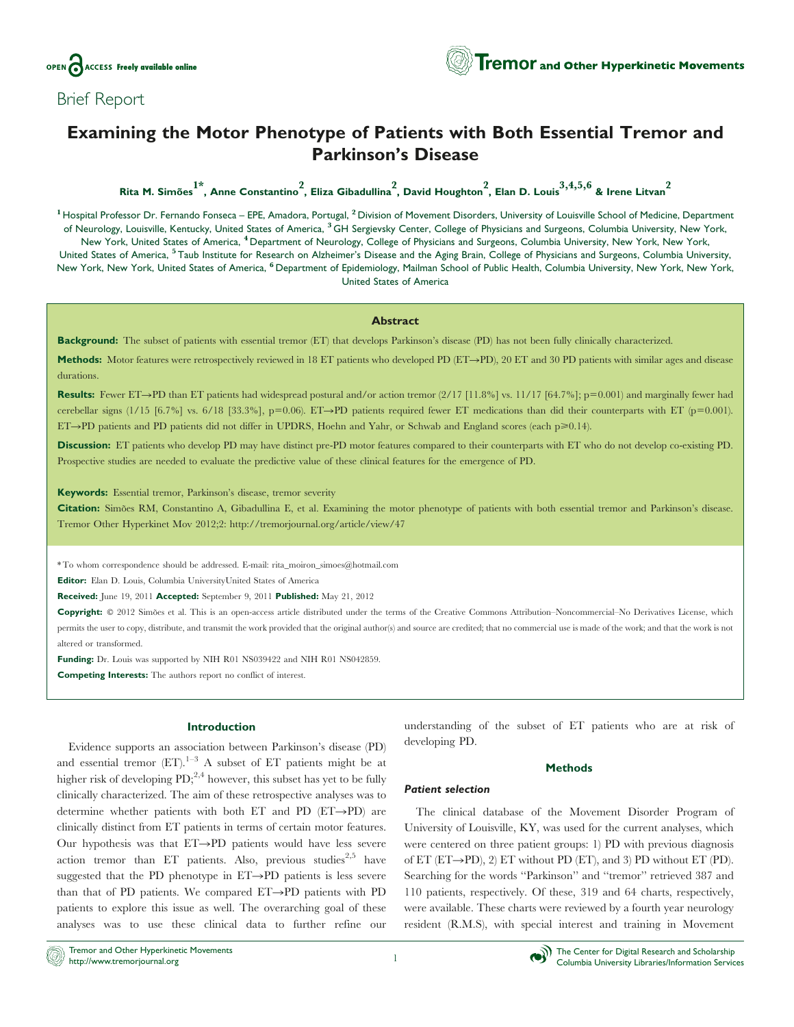Brief Report

# Examining the Motor Phenotype of Patients with Both Essential Tremor and Parkinson's Disease

**Rita M. Simões[1*], Anne Constantino[2], Eliza Gibadullina[2], David Houghton[2], Elan D. Louis[3,4,5,6] & Irene Litvan[2]**

[1] Hospital Professor Dr. Fernando Fonseca – EPE, Amadora, Portugal, [2] Division of Movement Disorders, University of Louisville School of Medicine, Department of Neurology, Louisville, Kentucky, United States of America, [3] GH Sergievsky Center, College of Physicians and Surgeons, Columbia University, New York, New York, United States of America, [4] Department of Neurology, College of Physicians and Surgeons, Columbia University, New York, New York, United States of America, [5] Taub Institute for Research on Alzheimer's Disease and the Aging Brain, College of Physicians and Surgeons, Columbia University, New York, New York, United States of America, [6] Department of Epidemiology, Mailman School of Public Health, Columbia University, New York, New York, United States of America

## Abstract

**Background:** The subset of patients with essential tremor (ET) that develops Parkinson's disease (PD) has not been fully clinically characterized.

**Methods:** Motor features were retrospectively reviewed in 18 ET patients who developed PD (ET→PD), 20 ET and 30 PD patients with similar ages and disease durations.

**Results:** Fewer ET→PD than ET patients had widespread postural and/or action tremor (2/17 [11.8%] vs. 11/17 [64.7%]; $p=0.001$) and marginally fewer had cerebellar signs (1/15 [6.7%] vs. 6/18 [33.3%], $p=0.06$). ET→PD patients required fewer ET medications than did their counterparts with ET ($p=0.001$). ET→PD patients and PD patients did not differ in UPDRS, Hoehn and Yahr, or Schwab and England scores (each $p\geq 0.14$).

**Discussion:** ET patients who develop PD may have distinct pre-PD motor features compared to their counterparts with ET who do not develop co-existing PD. Prospective studies are needed to evaluate the predictive value of these clinical features for the emergence of PD.

**Keywords:** Essential tremor, Parkinson's disease, tremor severity

**Citation:** Simões RM, Constantino A, Gibadullina E, et al. Examining the motor phenotype of patients with both essential tremor and Parkinson's disease. Tremor Other Hyperkinet Mov 2012;2: http://tremorjournal.org/article/view/47

*To whom correspondence should be addressed. E-mail: rita_moiron_simoes@hotmail.com

**Editor:** Elan D. Louis, Columbia UniversityUnited States of America

**Received:** June 19, 2011 **Accepted:** September 9, 2011 **Published:** May 21, 2012

**Copyright:** © 2012 Simões et al. This is an open-access article distributed under the terms of the Creative Commons Attribution–Noncommercial–No Derivatives License, which permits the user to copy, distribute, and transmit the work provided that the original author(s) and source are credited; that no commercial use is made of the work; and that the work is not altered or transformed.

**Funding:** Dr. Louis was supported by NIH R01 NS039422 and NIH R01 NS042859.

**Competing Interests:** The authors report no conflict of interest.

## Introduction

Evidence supports an association between Parkinson's disease (PD) and essential tremor (ET).[1–3] A subset of ET patients might be at higher risk of developing PD;[2,4] however, this subset has yet to be fully clinically characterized. The aim of these retrospective analyses was to determine whether patients with both ET and PD (ET→PD) are clinically distinct from ET patients in terms of certain motor features. Our hypothesis was that ET→PD patients would have less severe action tremor than ET patients. Also, previous studies[2,5] have suggested that the PD phenotype in ET→PD patients is less severe than that of PD patients. We compared ET→PD patients with PD patients to explore this issue as well. The overarching goal of these analyses was to use these clinical data to further refine our understanding of the subset of ET patients who are at risk of developing PD.

## Methods

### *Patient selection*

The clinical database of the Movement Disorder Program of University of Louisville, KY, was used for the current analyses, which were centered on three patient groups: 1) PD with previous diagnosis of ET (ET→PD), 2) ET without PD (ET), and 3) PD without ET (PD). Searching for the words "Parkinson" and "tremor" retrieved 387 and 110 patients, respectively. Of these, 319 and 64 charts, respectively, were available. These charts were reviewed by a fourth year neurology resident (R.M.S), with special interest and training in Movement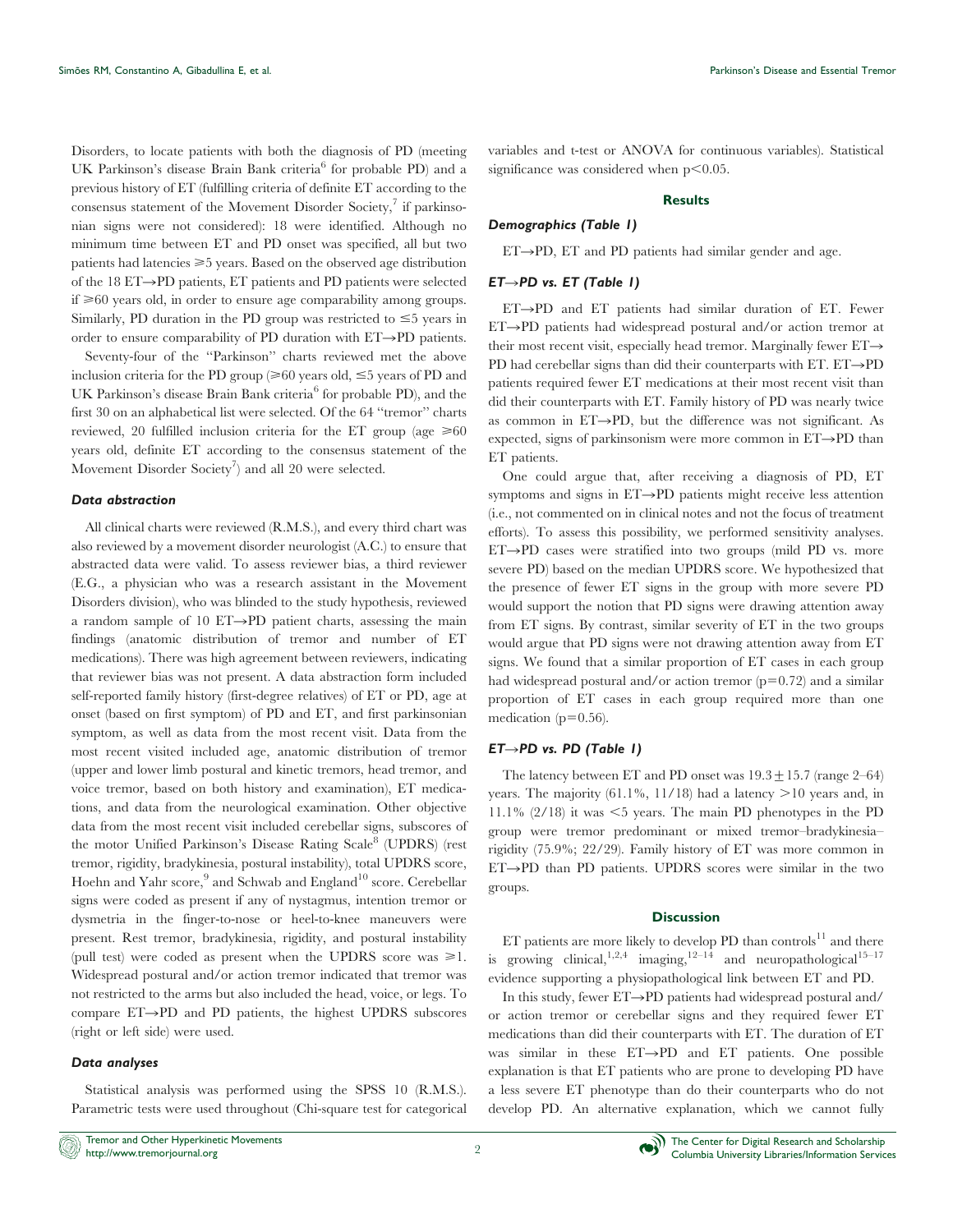Disorders, to locate patients with both the diagnosis of PD (meeting UK Parkinson's disease Brain Bank criteria[6] for probable PD) and a previous history of ET (fulfilling criteria of definite ET according to the consensus statement of the Movement Disorder Society,[7] if parkinsonian signs were not considered): 18 were identified. Although no minimum time between ET and PD onset was specified, all but two patients had latencies ≥5 years. Based on the observed age distribution of the 18 ET→PD patients, ET patients and PD patients were selected if ≥60 years old, in order to ensure age comparability among groups. Similarly, PD duration in the PD group was restricted to ≤5 years in order to ensure comparability of PD duration with ET→PD patients.

Seventy-four of the "Parkinson" charts reviewed met the above inclusion criteria for the PD group (≥60 years old, ≤5 years of PD and UK Parkinson's disease Brain Bank criteria[6] for probable PD), and the first 30 on an alphabetical list were selected. Of the 64 "tremor" charts reviewed, 20 fulfilled inclusion criteria for the ET group (age ≥60 years old, definite ET according to the consensus statement of the Movement Disorder Society[7]) and all 20 were selected.

### Data abstraction

All clinical charts were reviewed (R.M.S.), and every third chart was also reviewed by a movement disorder neurologist (A.C.) to ensure that abstracted data were valid. To assess reviewer bias, a third reviewer (E.G., a physician who was a research assistant in the Movement Disorders division), who was blinded to the study hypothesis, reviewed a random sample of 10 ET→PD patient charts, assessing the main findings (anatomic distribution of tremor and number of ET medications). There was high agreement between reviewers, indicating that reviewer bias was not present. A data abstraction form included self-reported family history (first-degree relatives) of ET or PD, age at onset (based on first symptom) of PD and ET, and first parkinsonian symptom, as well as data from the most recent visit. Data from the most recent visited included age, anatomic distribution of tremor (upper and lower limb postural and kinetic tremors, head tremor, and voice tremor, based on both history and examination), ET medications, and data from the neurological examination. Other objective data from the most recent visit included cerebellar signs, subscores of the motor Unified Parkinson's Disease Rating Scale[8] (UPDRS) (rest tremor, rigidity, bradykinesia, postural instability), total UPDRS score, Hoehn and Yahr score,[9] and Schwab and England[10] score. Cerebellar signs were coded as present if any of nystagmus, intention tremor or dysmetria in the finger-to-nose or heel-to-knee maneuvers were present. Rest tremor, bradykinesia, rigidity, and postural instability (pull test) were coded as present when the UPDRS score was ≥1. Widespread postural and/or action tremor indicated that tremor was not restricted to the arms but also included the head, voice, or legs. To compare ET→PD and PD patients, the highest UPDRS subscores (right or left side) were used.

### Data analyses

Statistical analysis was performed using the SPSS 10 (R.M.S.). Parametric tests were used throughout (Chi-square test for categorical variables and t-test or ANOVA for continuous variables). Statistical significance was considered when $p<0.05$.

## Results

### Demographics (Table 1)

ET→PD, ET and PD patients had similar gender and age.

### ET→PD vs. ET (Table 1)

ET→PD and ET patients had similar duration of ET. Fewer ET→PD patients had widespread postural and/or action tremor at their most recent visit, especially head tremor. Marginally fewer ET→PD had cerebellar signs than did their counterparts with ET. ET→PD patients required fewer ET medications at their most recent visit than did their counterparts with ET. Family history of PD was nearly twice as common in ET→PD, but the difference was not significant. As expected, signs of parkinsonism were more common in ET→PD than ET patients.

One could argue that, after receiving a diagnosis of PD, ET symptoms and signs in ET→PD patients might receive less attention (i.e., not commented on in clinical notes and not the focus of treatment efforts). To assess this possibility, we performed sensitivity analyses. ET→PD cases were stratified into two groups (mild PD vs. more severe PD) based on the median UPDRS score. We hypothesized that the presence of fewer ET signs in the group with more severe PD would support the notion that PD signs were drawing attention away from ET signs. By contrast, similar severity of ET in the two groups would argue that PD signs were not drawing attention away from ET signs. We found that a similar proportion of ET cases in each group had widespread postural and/or action tremor ($p=0.72$) and a similar proportion of ET cases in each group required more than one medication ($p=0.56$).

### ET→PD vs. PD (Table 1)

The latency between ET and PD onset was $19.3\pm15.7$ (range 2–64) years. The majority (61.1%, 11/18) had a latency >10 years and, in 11.1% (2/18) it was <5 years. The main PD phenotypes in the PD group were tremor predominant or mixed tremor–bradykinesia–rigidity (75.9%; 22/29). Family history of ET was more common in ET→PD than PD patients. UPDRS scores were similar in the two groups.

## Discussion

ET patients are more likely to develop PD than controls[11] and there is growing clinical,[1,2,4] imaging,[12–14] and neuropathological[15–17] evidence supporting a physiopathological link between ET and PD.

In this study, fewer ET→PD patients had widespread postural and/or action tremor or cerebellar signs and they required fewer ET medications than did their counterparts with ET. The duration of ET was similar in these ET→PD and ET patients. One possible explanation is that ET patients who are prone to developing PD have a less severe ET phenotype than do their counterparts who do not develop PD. An alternative explanation, which we cannot fully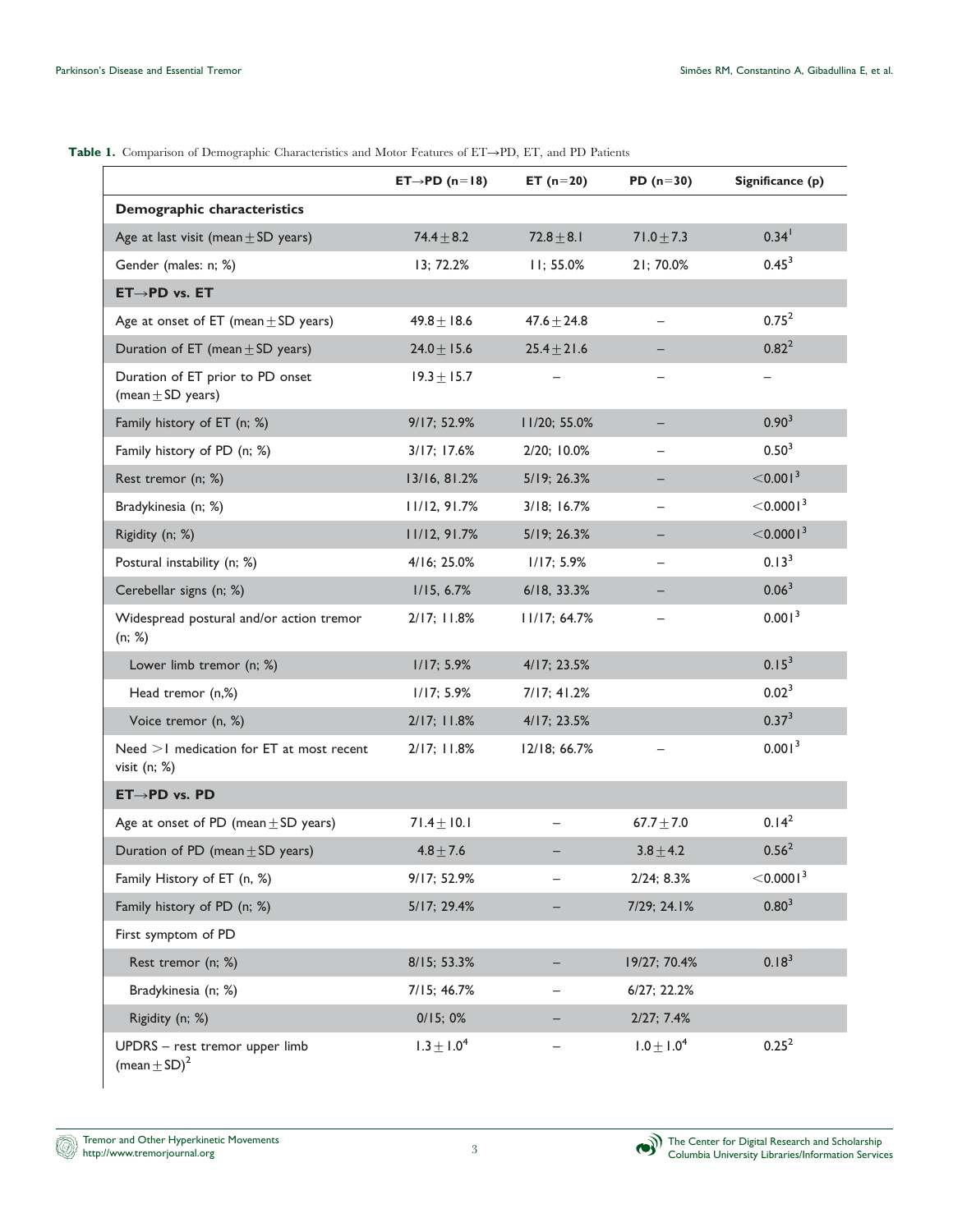**Table 1.** Comparison of Demographic Characteristics and Motor Features of ET→PD, ET, and PD Patients

| | ET→PD (n=18) | ET (n=20) | PD (n=30) | Significance (p) |
|---|---|---|---|---|
| **Demographic characteristics** | | | | |
| Age at last visit (mean±SD years) | 74.4±8.2 | 72.8±8.1 | 71.0±7.3 | 0.34[1] |
| Gender (males: n; %) | 13; 72.2% | 11; 55.0% | 21; 70.0% | 0.45[3] |
| **ET→PD vs. ET** | | | | |
| Age at onset of ET (mean±SD years) | 49.8±18.6 | 47.6±24.8 | – | 0.75[2] |
| Duration of ET (mean±SD years) | 24.0±15.6 | 25.4±21.6 | – | 0.82[2] |
| Duration of ET prior to PD onset (mean±SD years) | 19.3±15.7 | – | – | – |
| Family history of ET (n; %) | 9/17; 52.9% | 11/20; 55.0% | – | 0.90[3] |
| Family history of PD (n; %) | 3/17; 17.6% | 2/20; 10.0% | – | 0.50[3] |
| Rest tremor (n; %) | 13/16, 81.2% | 5/19; 26.3% | – | <0.001[3] |
| Bradykinesia (n; %) | 11/12, 91.7% | 3/18; 16.7% | – | <0.0001[3] |
| Rigidity (n; %) | 11/12, 91.7% | 5/19; 26.3% | – | <0.0001[3] |
| Postural instability (n; %) | 4/16; 25.0% | 1/17; 5.9% | – | 0.13[3] |
| Cerebellar signs (n; %) | 1/15, 6.7% | 6/18, 33.3% | – | 0.06[3] |
| Widespread postural and/or action tremor (n; %) | 2/17; 11.8% | 11/17; 64.7% | – | 0.001[3] |
| Lower limb tremor (n; %) | 1/17; 5.9% | 4/17; 23.5% | | 0.15[3] |
| Head tremor (n,%) | 1/17; 5.9% | 7/17; 41.2% | | 0.02[3] |
| Voice tremor (n, %) | 2/17; 11.8% | 4/17; 23.5% | | 0.37[3] |
| Need >1 medication for ET at most recent visit (n; %) | 2/17; 11.8% | 12/18; 66.7% | – | 0.001[3] |
| **ET→PD vs. PD** | | | | |
| Age at onset of PD (mean±SD years) | 71.4±10.1 | – | 67.7±7.0 | 0.14[2] |
| Duration of PD (mean±SD years) | 4.8±7.6 | – | 3.8±4.2 | 0.56[2] |
| Family History of ET (n, %) | 9/17; 52.9% | – | 2/24; 8.3% | <0.0001[3] |
| Family history of PD (n; %) | 5/17; 29.4% | – | 7/29; 24.1% | 0.80[3] |
| First symptom of PD | | | | |
| Rest tremor (n; %) | 8/15; 53.3% | – | 19/27; 70.4% | 0.18[3] |
| Bradykinesia (n; %) | 7/15; 46.7% | – | 6/27; 22.2% | |
| Rigidity (n; %) | 0/15; 0% | – | 2/27; 7.4% | |
| UPDRS – rest tremor upper limb (mean±SD)[2] | 1.3±1.0[4] | – | 1.0±1.0[4] | 0.25[2] |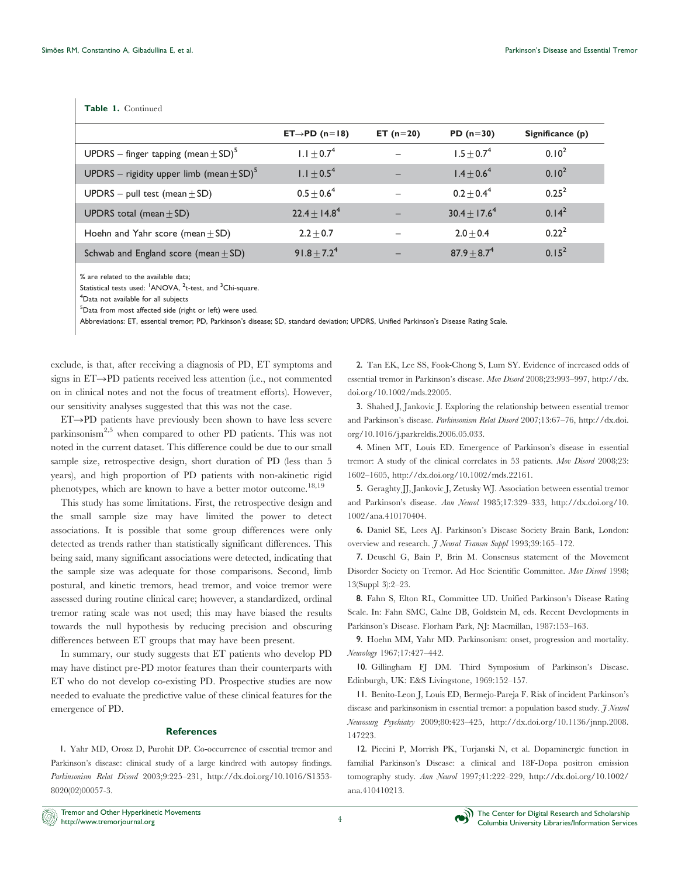**Table 1.** Continued

| | ET→PD (n=18) | ET (n=20) | PD (n=30) | Significance (p) |
|---|---|---|---|---|
| UPDRS – finger tapping (mean ± SD)[5] | 1.1 ± 0.7[4] | – | 1.5 ± 0.7[4] | 0.10[2] |
| UPDRS – rigidity upper limb (mean ± SD)[5] | 1.1 ± 0.5[4] | – | 1.4 ± 0.6[4] | 0.10[2] |
| UPDRS – pull test (mean ± SD) | 0.5 ± 0.6[4] | – | 0.2 ± 0.4[4] | 0.25[2] |
| UPDRS total (mean ± SD) | 22.4 ± 14.8[4] | – | 30.4 ± 17.6[4] | 0.14[2] |
| Hoehn and Yahr score (mean ± SD) | 2.2 ± 0.7 | – | 2.0 ± 0.4 | 0.22[2] |
| Schwab and England score (mean ± SD) | 91.8 ± 7.2[4] | – | 87.9 ± 8.7[4] | 0.15[2] |

% are related to the available data;
Statistical tests used: [1]ANOVA, [2]t-test, and [3]Chi-square.
[4]Data not available for all subjects
[5]Data from most affected side (right or left) were used.
Abbreviations: ET, essential tremor; PD, Parkinson's disease; SD, standard deviation; UPDRS, Unified Parkinson's Disease Rating Scale.

exclude, is that, after receiving a diagnosis of PD, ET symptoms and signs in ET→PD patients received less attention (i.e., not commented on in clinical notes and not the focus of treatment efforts). However, our sensitivity analyses suggested that this was not the case.

ET→PD patients have previously been shown to have less severe parkinsonism[2,5] when compared to other PD patients. This was not noted in the current dataset. This difference could be due to our small sample size, retrospective design, short duration of PD (less than 5 years), and high proportion of PD patients with non-akinetic rigid phenotypes, which are known to have a better motor outcome.[18,19]

This study has some limitations. First, the retrospective design and the small sample size may have limited the power to detect associations. It is possible that some group differences were only detected as trends rather than statistically significant differences. This being said, many significant associations were detected, indicating that the sample size was adequate for those comparisons. Second, limb postural, and kinetic tremors, head tremor, and voice tremor were assessed during routine clinical care; however, a standardized, ordinal tremor rating scale was not used; this may have biased the results towards the null hypothesis by reducing precision and obscuring differences between ET groups that may have been present.

In summary, our study suggests that ET patients who develop PD may have distinct pre-PD motor features than their counterparts with ET who do not develop co-existing PD. Prospective studies are now needed to evaluate the predictive value of these clinical features for the emergence of PD.

## References

1. Yahr MD, Orosz D, Purohit DP. Co-occurrence of essential tremor and Parkinson's disease: clinical study of a large kindred with autopsy findings. *Parkinsonism Relat Disord* 2003;9:225–231, http://dx.doi.org/10.1016/S1353-8020(02)00057-3.

2. Tan EK, Lee SS, Fook-Chong S, Lum SY. Evidence of increased odds of essential tremor in Parkinson's disease. *Mov Disord* 2008;23:993–997, http://dx.doi.org/10.1002/mds.22005.

3. Shahed J, Jankovic J. Exploring the relationship between essential tremor and Parkinson's disease. *Parkinsonism Relat Disord* 2007;13:67–76, http://dx.doi.org/10.1016/j.parkreldis.2006.05.033.

4. Minen MT, Louis ED. Emergence of Parkinson's disease in essential tremor: A study of the clinical correlates in 53 patients. *Mov Disord* 2008;23:1602–1605, http://dx.doi.org/10.1002/mds.22161.

5. Geraghty JJ, Jankovic J, Zetusky WJ. Association between essential tremor and Parkinson's disease. *Ann Neurol* 1985;17:329–333, http://dx.doi.org/10.1002/ana.410170404.

6. Daniel SE, Lees AJ. Parkinson's Disease Society Brain Bank, London: overview and research. *J Neural Transm Suppl* 1993;39:165–172.

7. Deuschl G, Bain P, Brin M. Consensus statement of the Movement Disorder Society on Tremor. Ad Hoc Scientific Committee. *Mov Disord* 1998; 13(Suppl 3):2–23.

8. Fahn S, Elton RL, Committee UD. Unified Parkinson's Disease Rating Scale. In: Fahn SMC, Calne DB, Goldstein M, eds. Recent Developments in Parkinson's Disease. Florham Park, NJ: Macmillan, 1987:153–163.

9. Hoehn MM, Yahr MD. Parkinsonism: onset, progression and mortality. *Neurology* 1967;17:427–442.

10. Gillingham FJ DM. Third Symposium of Parkinson's Disease. Edinburgh, UK: E&S Livingstone, 1969:152–157.

11. Benito-Leon J, Louis ED, Bermejo-Pareja F. Risk of incident Parkinson's disease and parkinsonism in essential tremor: a population based study. *J Neurol Neurosurg Psychiatry* 2009;80:423–425, http://dx.doi.org/10.1136/jnnp.2008.147223.

12. Piccini P, Morrish PK, Turjanski N, et al. Dopaminergic function in familial Parkinson's Disease: a clinical and 18F-Dopa positron emission tomography study. *Ann Neurol* 1997;41:222–229, http://dx.doi.org/10.1002/ana.410410213.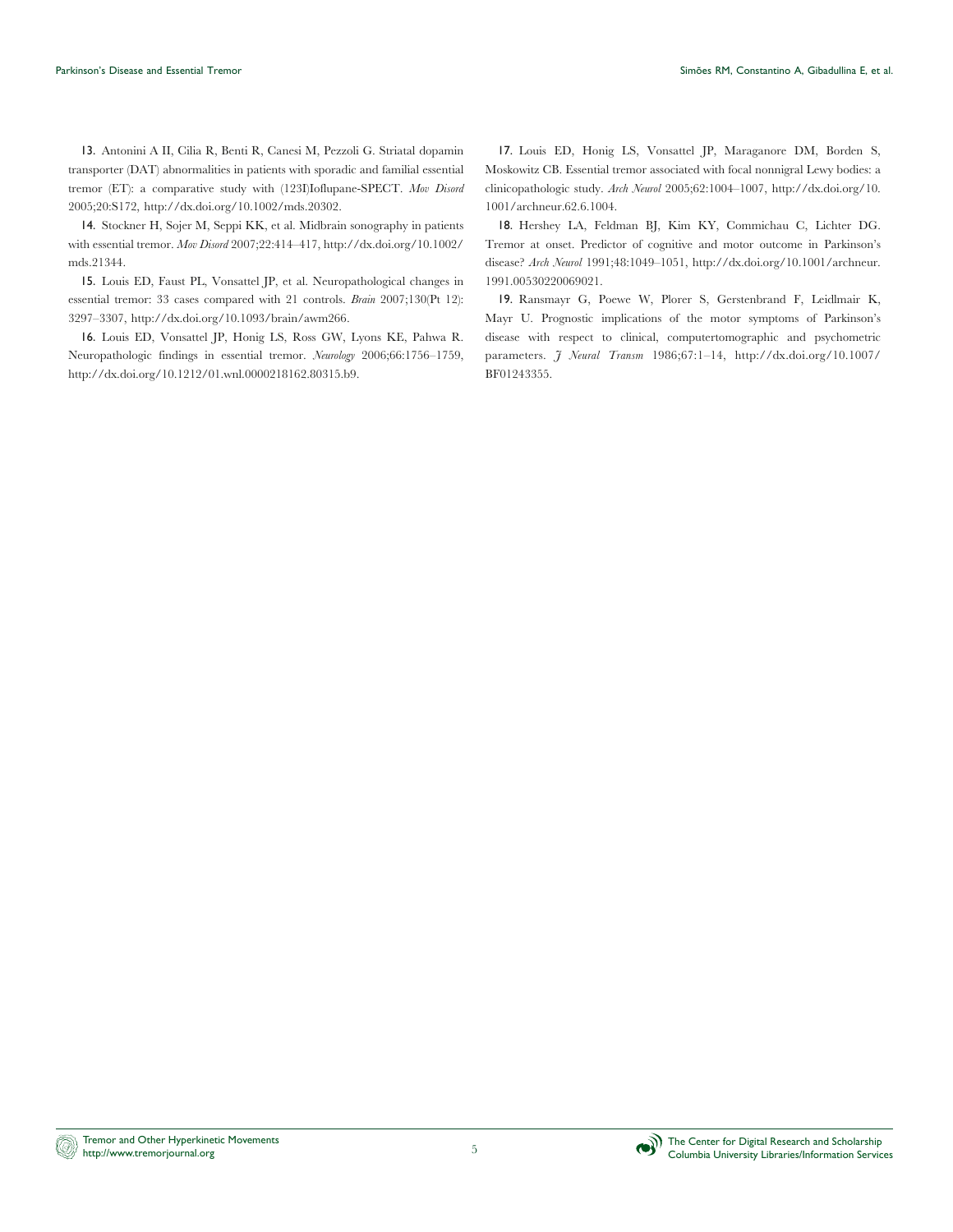13. Antonini A II, Cilia R, Benti R, Canesi M, Pezzoli G. Striatal dopamin transporter (DAT) abnormalities in patients with sporadic and familial essential tremor (ET): a comparative study with (123I)Ioflupane-SPECT. *Mov Disord* 2005;20:S172, http://dx.doi.org/10.1002/mds.20302.

14. Stockner H, Sojer M, Seppi KK, et al. Midbrain sonography in patients with essential tremor. *Mov Disord* 2007;22:414–417, http://dx.doi.org/10.1002/mds.21344.

15. Louis ED, Faust PL, Vonsattel JP, et al. Neuropathological changes in essential tremor: 33 cases compared with 21 controls. *Brain* 2007;130(Pt 12): 3297–3307, http://dx.doi.org/10.1093/brain/awm266.

16. Louis ED, Vonsattel JP, Honig LS, Ross GW, Lyons KE, Pahwa R. Neuropathologic findings in essential tremor. *Neurology* 2006;66:1756–1759, http://dx.doi.org/10.1212/01.wnl.0000218162.80315.b9.

17. Louis ED, Honig LS, Vonsattel JP, Maraganore DM, Borden S, Moskowitz CB. Essential tremor associated with focal nonnigral Lewy bodies: a clinicopathologic study. *Arch Neurol* 2005;62:1004–1007, http://dx.doi.org/10.1001/archneur.62.6.1004.

18. Hershey LA, Feldman BJ, Kim KY, Commichau C, Lichter DG. Tremor at onset. Predictor of cognitive and motor outcome in Parkinson's disease? *Arch Neurol* 1991;48:1049–1051, http://dx.doi.org/10.1001/archneur.1991.00530220069021.

19. Ransmayr G, Poewe W, Plorer S, Gerstenbrand F, Leidlmair K, Mayr U. Prognostic implications of the motor symptoms of Parkinson's disease with respect to clinical, computertomographic and psychometric parameters. *J Neural Transm* 1986;67:1–14, http://dx.doi.org/10.1007/BF01243355.